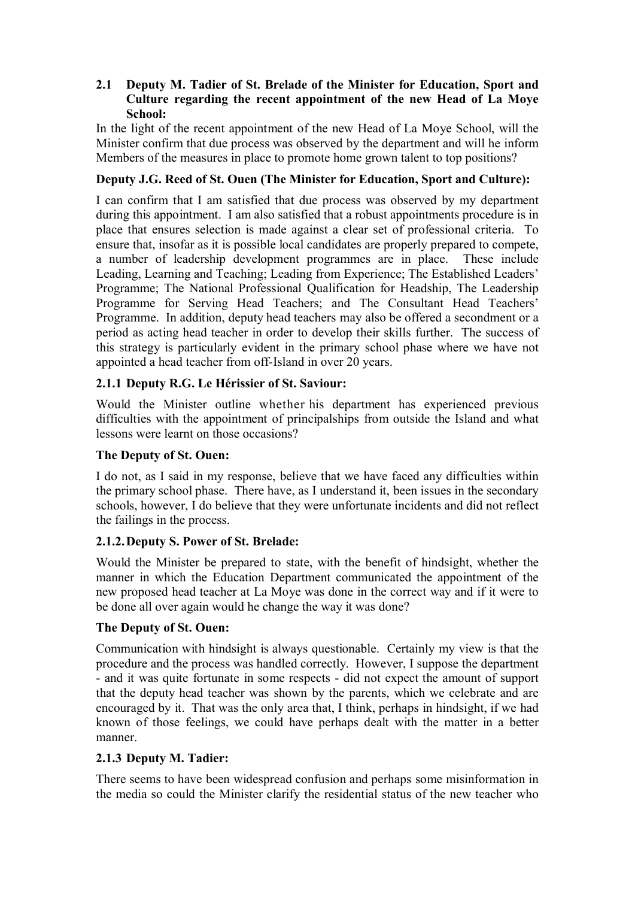### 2.1 Deputy M. Tadier of St. Brelade of the Minister for Education, Sport and Culture regarding the recent appointment of the new Head of La Moye School:

In the light of the recent appointment of the new Head of La Moye School, will the Minister confirm that due process was observed by the department and will he inform Members of the measures in place to promote home grown talent to top positions?

**Deputy J.G. Reed of St. Ouen (The Minister for Education, Sport and Culture):**

I can confirm that I am satisfied that due process was observed by my department during this appointment. I am also satisfied that a robust appointments procedure is in place that ensures selection is made against a clear set of professional criteria. To ensure that, insofar as it is possible local candidates are properly prepared to compete, a number of leadership development programmes are in place. These include Leading, Learning and Teaching; Leading from Experience; The Established Leaders' Programme; The National Professional Qualification for Headship, The Leadership Programme for Serving Head Teachers; and The Consultant Head Teachers' Programme. In addition, deputy head teachers may also be offered a secondment or a period as acting head teacher in order to develop their skills further. The success of this strategy is particularly evident in the primary school phase where we have not appointed a head teacher from off-Island in over 20 years.

#### 2.1.1 Deputy R.G. Le Hérissier of St. Saviour:

Would the Minister outline whether his department has experienced previous difficulties with the appointment of principalships from outside the Island and what lessons were learnt on those occasions?

**The Deputy of St. Ouen:**

I do not, as I said in my response, believe that we have faced any difficulties within the primary school phase. There have, as I understand it, been issues in the secondary schools, however, I do believe that they were unfortunate incidents and did not reflect the failings in the process.

#### 2.1.2. Deputy S. Power of St. Brelade:

Would the Minister be prepared to state, with the benefit of hindsight, whether the manner in which the Education Department communicated the appointment of the new proposed head teacher at La Moye was done in the correct way and if it were to be done all over again would he change the way it was done?

**The Deputy of St. Ouen:**

Communication with hindsight is always questionable. Certainly my view is that the procedure and the process was handled correctly. However, I suppose the department - and it was quite fortunate in some respects - did not expect the amount of support that the deputy head teacher was shown by the parents, which we celebrate and are encouraged by it. That was the only area that, I think, perhaps in hindsight, if we had known of those feelings, we could have perhaps dealt with the matter in a better manner.

#### 2.1.3 Deputy M. Tadier:

There seems to have been widespread confusion and perhaps some misinformation in the media so could the Minister clarify the residential status of the new teacher who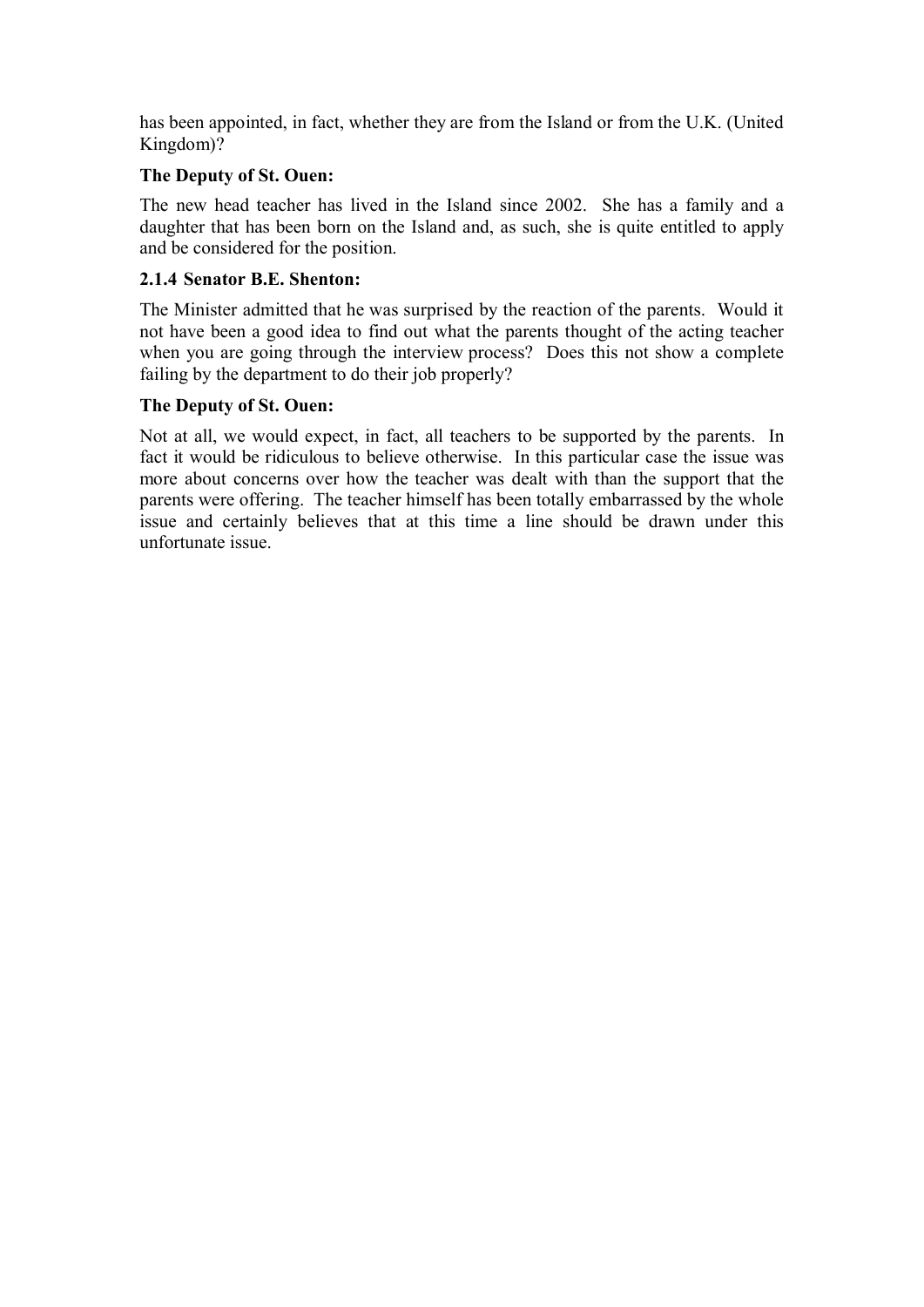has been appointed, in fact, whether they are from the Island or from the U.K. (United Kingdom)?

**The Deputy of St. Ouen:**

The new head teacher has lived in the Island since 2002. She has a family and a daughter that has been born on the Island and, as such, she is quite entitled to apply and be considered for the position.

**2.1.4 Senator B.E. Shenton:**

The Minister admitted that he was surprised by the reaction of the parents. Would it not have been a good idea to find out what the parents thought of the acting teacher when you are going through the interview process? Does this not show a complete failing by the department to do their job properly?

**The Deputy of St. Ouen:**

Not at all, we would expect, in fact, all teachers to be supported by the parents. In fact it would be ridiculous to believe otherwise. In this particular case the issue was more about concerns over how the teacher was dealt with than the support that the parents were offering. The teacher himself has been totally embarrassed by the whole issue and certainly believes that at this time a line should be drawn under this unfortunate issue.